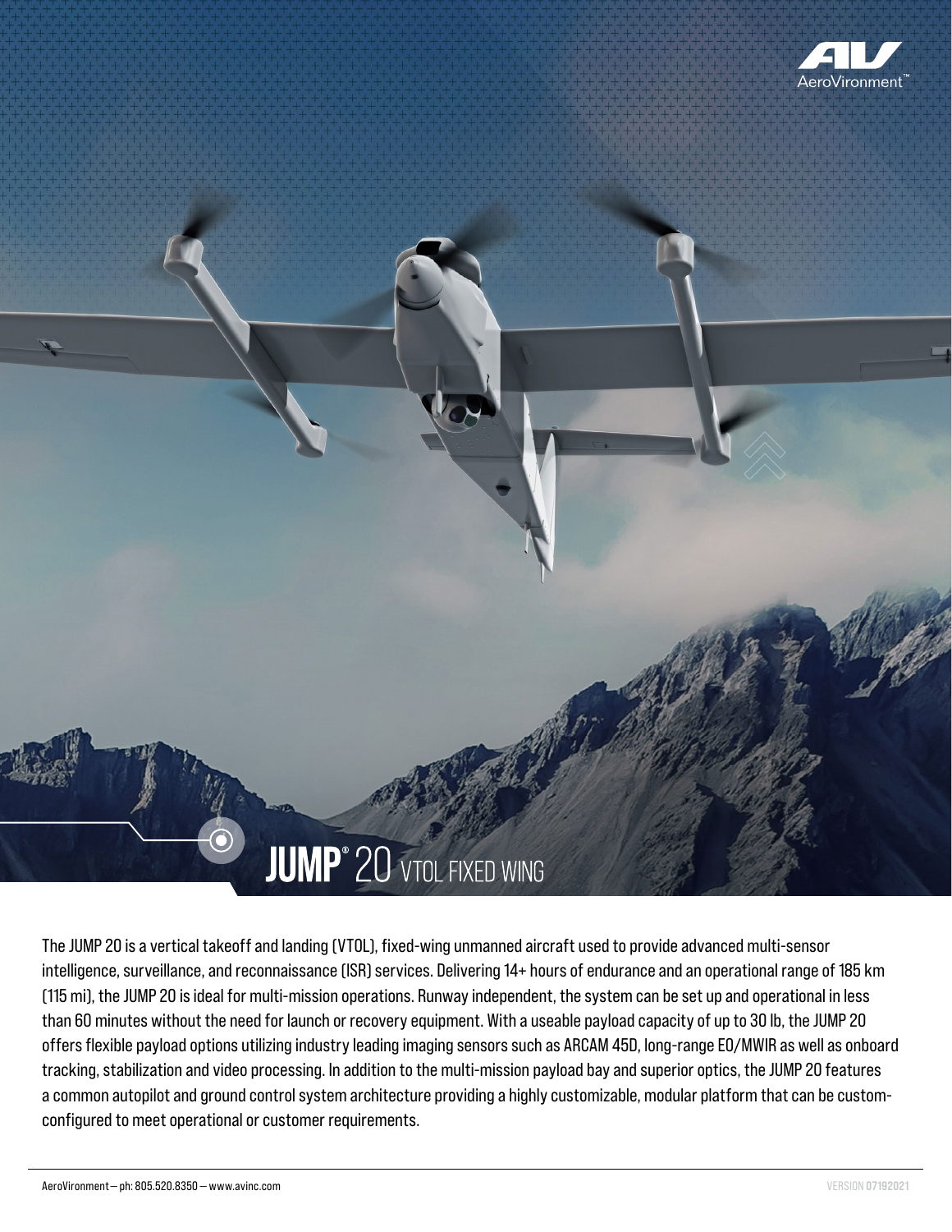# JUMP® 20 VTOL FIXED WING

The JUMP 20 is a vertical takeoff and landing (VTOL), fixed-wing unmanned aircraft used to provide advanced multi-sensor intelligence, surveillance, and reconnaissance (ISR) services. Delivering 14+ hours of endurance and an operational range of 185 km (115 mi), the JUMP 20 is ideal for multi-mission operations. Runway independent, the system can be set up and operational in less than 60 minutes without the need for launch or recovery equipment. With a useable payload capacity of up to 30 lb, the JUMP 20 offers flexible payload options utilizing industry leading imaging sensors such as ARCAM 45D, long-range EO/MWIR as well as onboard tracking, stabilization and video processing. In addition to the multi-mission payload bay and superior optics, the JUMP 20 features a common autopilot and ground control system architecture providing a highly customizable, modular platform that can be custom-configured to meet operational or customer requirements.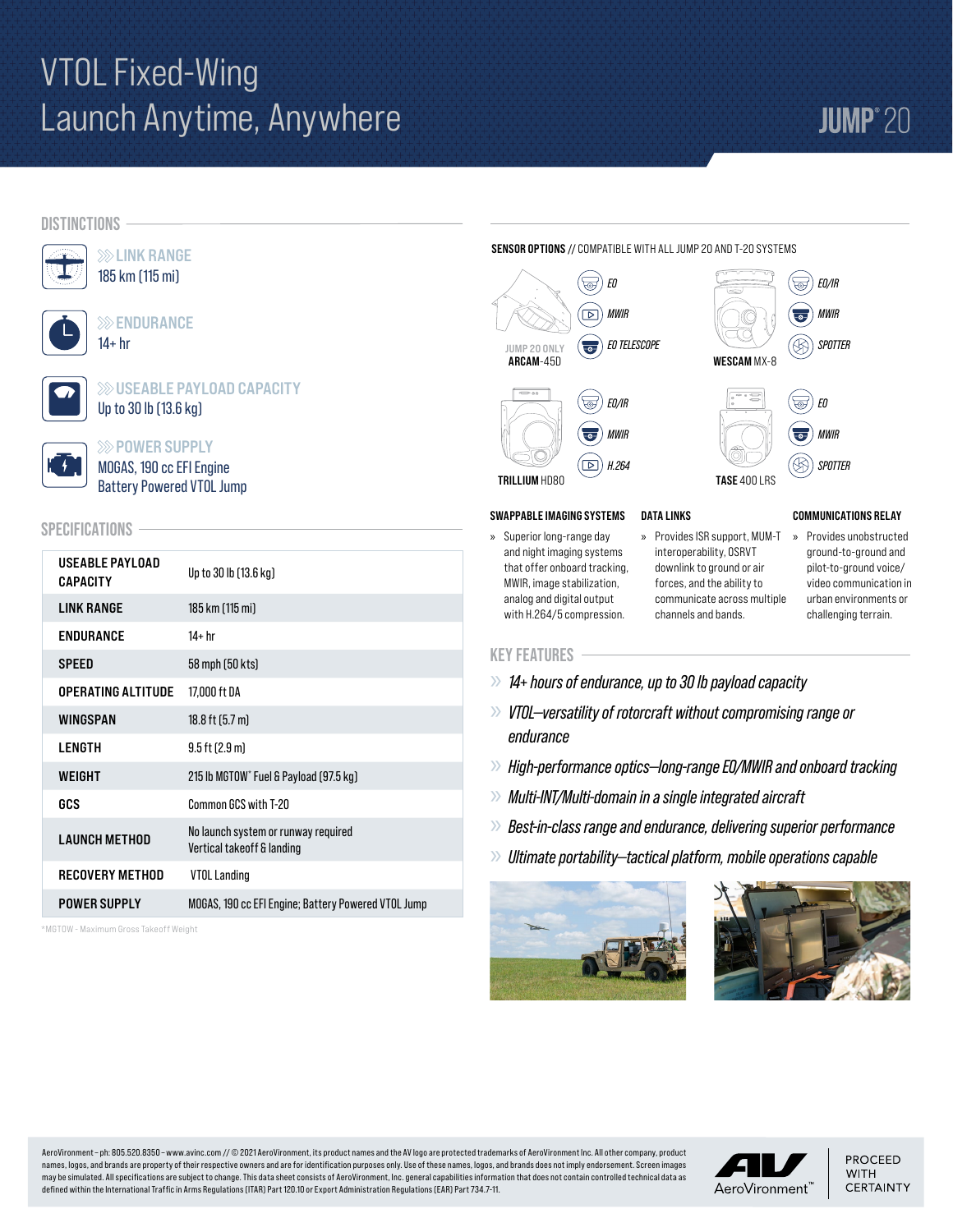# VTOL Fixed-Wing
# Launch Anytime, Anywhere

JUMP® 20

## DISTINCTIONS

**LINK RANGE**
185 km (115 mi)

**ENDURANCE**
14+ hr

**USEABLE PAYLOAD CAPACITY**
Up to 30 lb (13.6 kg)

**POWER SUPPLY**
MOGAS, 190 cc EFI Engine
Battery Powered VTOL Jump

## SPECIFICATIONS

| | |
|---|---|
| **USEABLE PAYLOAD CAPACITY** | Up to 30 lb (13.6 kg) |
| **LINK RANGE** | 185 km (115 mi) |
| **ENDURANCE** | 14+ hr |
| **SPEED** | 58 mph (50 kts) |
| **OPERATING ALTITUDE** | 17,000 ft DA |
| **WINGSPAN** | 18.8 ft (5.7 m) |
| **LENGTH** | 9.5 ft (2.9 m) |
| **WEIGHT** | 215 lb MGTOW* Fuel & Payload (97.5 kg) |
| **GCS** | Common GCS with T-20 |
| **LAUNCH METHOD** | No launch system or runway required<br>Vertical takeoff & landing |
| **RECOVERY METHOD** | VTOL Landing |
| **POWER SUPPLY** | MOGAS, 190 cc EFI Engine; Battery Powered VTOL Jump |

*MGTOW - Maximum Gross Takeoff Weight

**SENSOR OPTIONS** // COMPATIBLE WITH ALL JUMP 20 AND T-20 SYSTEMS

JUMP 20 ONLY
**ARCAM**-45D
- EO
- MWIR
- EO TELESCOPE

**WESCAM** MX-8
- EO/IR
- MWIR
- SPOTTER

**TRILLIUM** HD80
- EO/IR
- MWIR
- H.264

**TASE** 400 LRS
- EO
- MWIR
- SPOTTER

**SWAPPABLE IMAGING SYSTEMS**
- Superior long-range day and night imaging systems that offer onboard tracking, MWIR, image stabilization, analog and digital output with H.264/5 compression.

**DATA LINKS**
- Provides ISR support, MUM-T interoperability, OSRVT downlink to ground or air forces, and the ability to communicate across multiple channels and bands.

**COMMUNICATIONS RELAY**
- Provides unobstructed ground-to-ground and pilot-to-ground voice/video communication in urban environments or challenging terrain.

## KEY FEATURES

- *14+ hours of endurance, up to 30 lb payload capacity*
- *VTOL—versatility of rotorcraft without compromising range or endurance*
- *High-performance optics—long-range EO/MWIR and onboard tracking*
- *Multi-INT/Multi-domain in a single integrated aircraft*
- *Best-in-class range and endurance, delivering superior performance*
- *Ultimate portability—tactical platform, mobile operations capable*

AeroVironment – ph: 805.520.8350 – www.avinc.com // © 2021 AeroVironment, its product names and the AV logo are protected trademarks of AeroVironment Inc. All other company, product names, logos, and brands are property of their respective owners and are for identification purposes only. Use of these names, logos, and brands does not imply endorsement. Screen images may be simulated. All specifications are subject to change. This data sheet consists of AeroVironment, Inc. general capabilities information that does not contain controlled technical data as defined within the International Traffic in Arms Regulations (ITAR) Part 120.10 or Export Administration Regulations (EAR) Part 734.7-11.

AeroVironment™ PROCEED WITH CERTAINTY